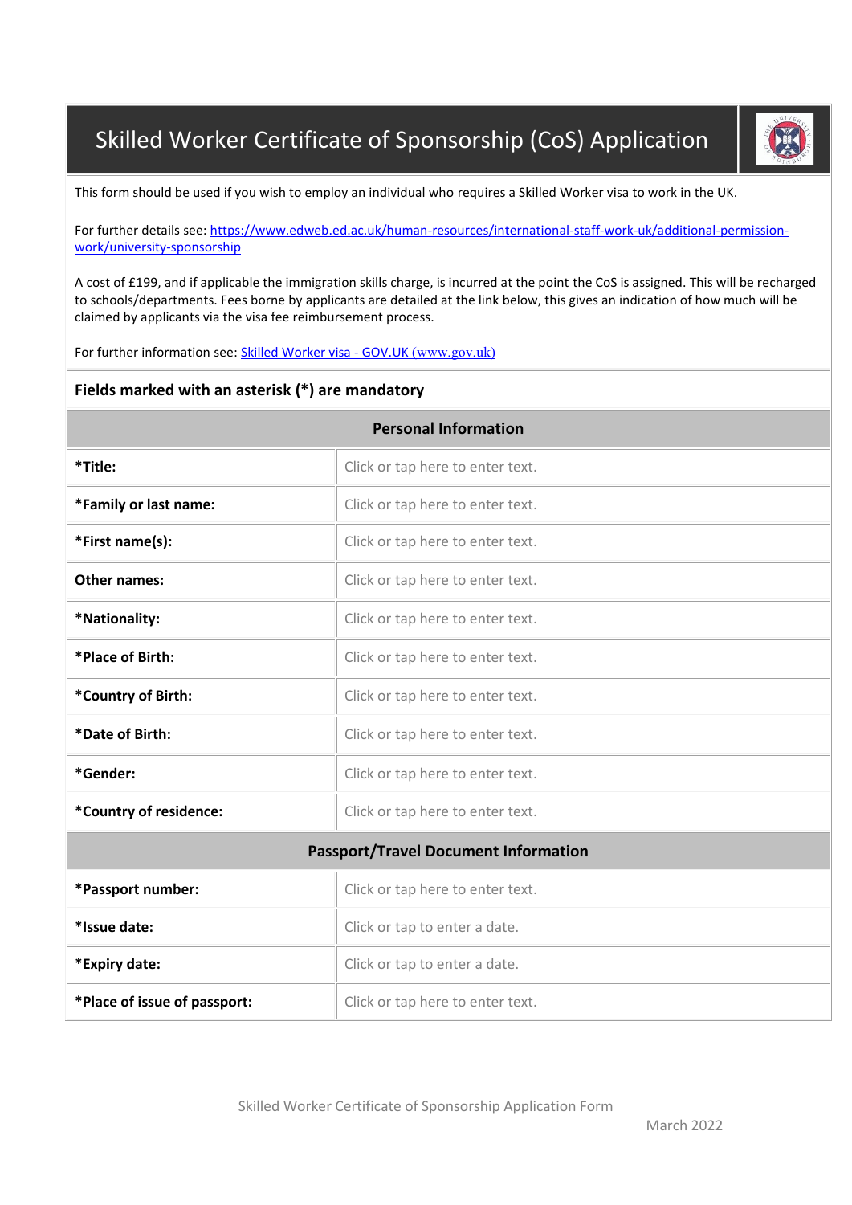# Skilled Worker Certificate of Sponsorship (CoS) Application

This form should be used if you wish to employ an individual who requires a Skilled Worker visa to work in the UK.

For further details see: [https://www.edweb.ed.ac.uk/human-resources/international-staff-work-uk/additional-permission-work/university-sponsorship](https://www.edweb.ed.ac.uk/human-resources/international-staff-work-uk/additional-permission-work/university-sponsorship)

A cost of £199, and if applicable the immigration skills charge, is incurred at the point the CoS is assigned. This will be recharged to schools/departments. Fees borne by applicants are detailed at the link below, this gives an indication of how much will be claimed by applicants via the visa fee reimbursement process.

For further information see: [Skilled Worker visa - GOV.UK (www.gov.uk)](https://www.gov.uk)

**Fields marked with an asterisk (*) are mandatory**

| Personal Information | |
|---|---|
| ***Title:** | Click or tap here to enter text. |
| ***Family or last name:** | Click or tap here to enter text. |
| ***First name(s):** | Click or tap here to enter text. |
| **Other names:** | Click or tap here to enter text. |
| ***Nationality:** | Click or tap here to enter text. |
| ***Place of Birth:** | Click or tap here to enter text. |
| ***Country of Birth:** | Click or tap here to enter text. |
| ***Date of Birth:** | Click or tap here to enter text. |
| ***Gender:** | Click or tap here to enter text. |
| ***Country of residence:** | Click or tap here to enter text. |

| Passport/Travel Document Information | |
|---|---|
| ***Passport number:** | Click or tap here to enter text. |
| ***Issue date:** | Click or tap to enter a date. |
| ***Expiry date:** | Click or tap to enter a date. |
| ***Place of issue of passport:** | Click or tap here to enter text. |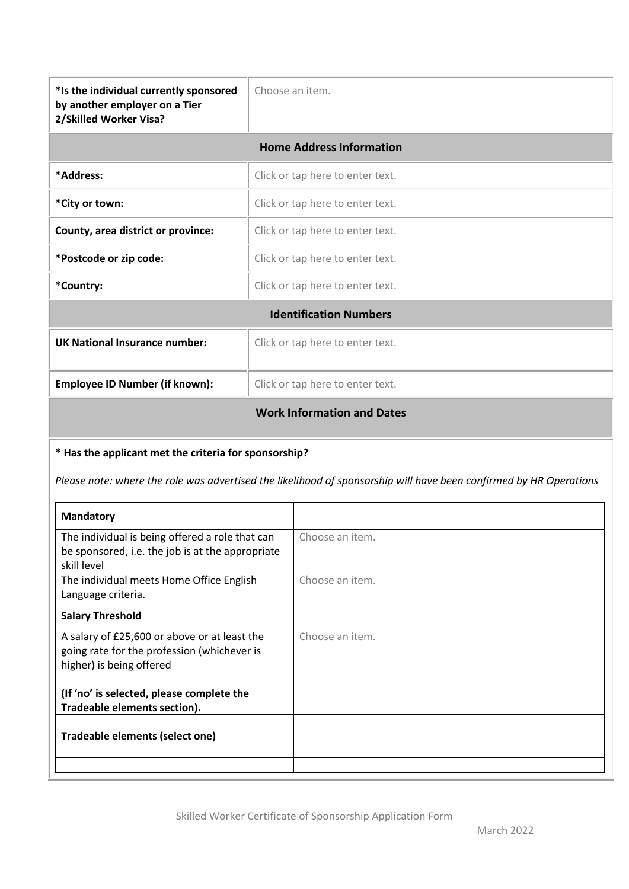| *Is the individual currently sponsored by another employer on a Tier 2/Skilled Worker Visa? | Choose an item. |
|---|---|
| **Home Address Information** | |
| *Address: | Click or tap here to enter text. |
| *City or town: | Click or tap here to enter text. |
| County, area district or province: | Click or tap here to enter text. |
| *Postcode or zip code: | Click or tap here to enter text. |
| *Country: | Click or tap here to enter text. |
| **Identification Numbers** | |
| UK National Insurance number: | Click or tap here to enter text. |
| Employee ID Number (if known): | Click or tap here to enter text. |
| **Work Information and Dates** | |

**\* Has the applicant met the criteria for sponsorship?**

*Please note: where the role was advertised the likelihood of sponsorship will have been confirmed by HR Operations*

| **Mandatory** | |
|---|---|
| The individual is being offered a role that can be sponsored, i.e. the job is at the appropriate skill level | Choose an item. |
| The individual meets Home Office English Language criteria. | Choose an item. |
| **Salary Threshold** | |
| A salary of £25,600 or above or at least the going rate for the profession (whichever is higher) is being offered<br><br>**(If 'no' is selected, please complete the Tradeable elements section).** | Choose an item. |
| **Tradeable elements (select one)** | |
| | |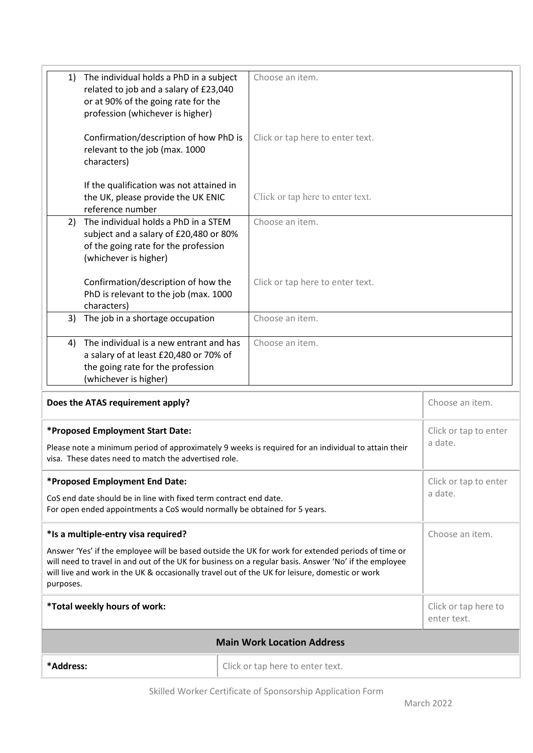| | | |
|---|---|---|
| 1) | The individual holds a PhD in a subject related to job and a salary of £23,040 or at 90% of the going rate for the profession (whichever is higher) | Choose an item. |
| | Confirmation/description of how PhD is relevant to the job (max. 1000 characters) | Click or tap here to enter text. |
| | If the qualification was not attained in the UK, please provide the UK ENIC reference number | Click or tap here to enter text. |
| 2) | The individual holds a PhD in a STEM subject and a salary of £20,480 or 80% of the going rate for the profession (whichever is higher) | Choose an item. |
| | Confirmation/description of how the PhD is relevant to the job (max. 1000 characters) | Click or tap here to enter text. |
| 3) | The job in a shortage occupation | Choose an item. |
| 4) | The individual is a new entrant and has a salary of at least £20,480 or 70% of the going rate for the profession (whichever is higher) | Choose an item. |

| | |
|---|---|
| **Does the ATAS requirement apply?** | Choose an item. |
| **\*Proposed Employment Start Date:** Please note a minimum period of approximately 9 weeks is required for an individual to attain their visa. These dates need to match the advertised role. | Click or tap to enter a date. |
| **\*Proposed Employment End Date:** CoS end date should be in line with fixed term contract end date. For open ended appointments a CoS would normally be obtained for 5 years. | Click or tap to enter a date. |
| **\*Is a multiple-entry visa required?** Answer 'Yes' if the employee will be based outside the UK for work for extended periods of time or will need to travel in and out of the UK for business on a regular basis. Answer 'No' if the employee will live and work in the UK & occasionally travel out of the UK for leisure, domestic or work purposes. | Choose an item. |
| **\*Total weekly hours of work:** | Click or tap here to enter text. |

## Main Work Location Address

| | |
|---|---|
| **\*Address:** | Click or tap here to enter text. |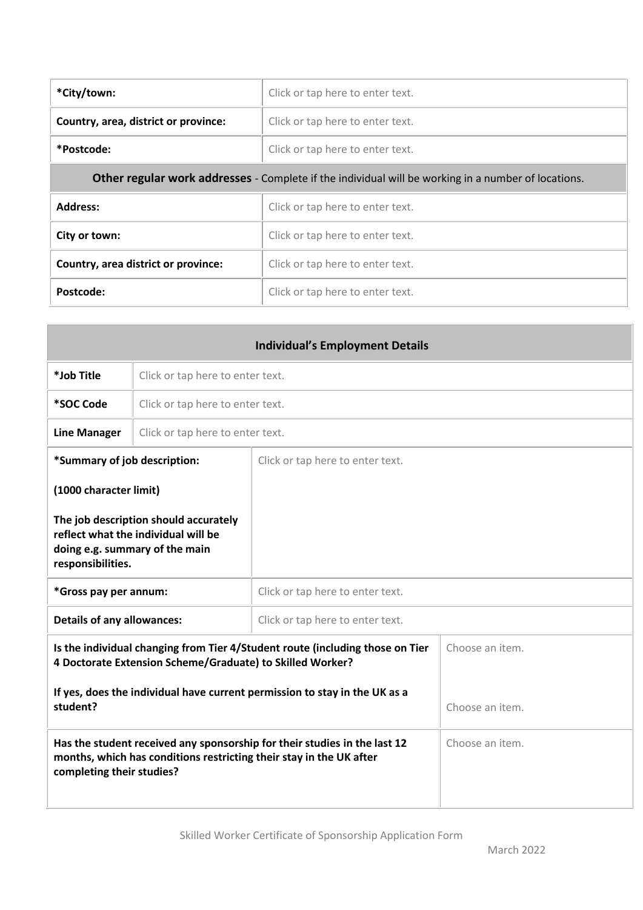| *City/town: | Click or tap here to enter text. |
| --- | --- |
| Country, area, district or province: | Click or tap here to enter text. |
| *Postcode: | Click or tap here to enter text. |
| **Other regular work addresses** - Complete if the individual will be working in a number of locations. | |
| Address: | Click or tap here to enter text. |
| City or town: | Click or tap here to enter text. |
| Country, area district or province: | Click or tap here to enter text. |
| Postcode: | Click or tap here to enter text. |

| **Individual's Employment Details** | |
| --- | --- |
| *Job Title | Click or tap here to enter text. |
| *SOC Code | Click or tap here to enter text. |
| Line Manager | Click or tap here to enter text. |
| *Summary of job description: (1000 character limit) The job description should accurately reflect what the individual will be doing e.g. summary of the main responsibilities. | Click or tap here to enter text. |
| *Gross pay per annum: | Click or tap here to enter text. |
| Details of any allowances: | Click or tap here to enter text. |
| Is the individual changing from Tier 4/Student route (including those on Tier 4 Doctorate Extension Scheme/Graduate) to Skilled Worker? | Choose an item. |
| If yes, does the individual have current permission to stay in the UK as a student? | Choose an item. |
| Has the student received any sponsorship for their studies in the last 12 months, which has conditions restricting their stay in the UK after completing their studies? | Choose an item. |

Skilled Worker Certificate of Sponsorship Application Form

March 2022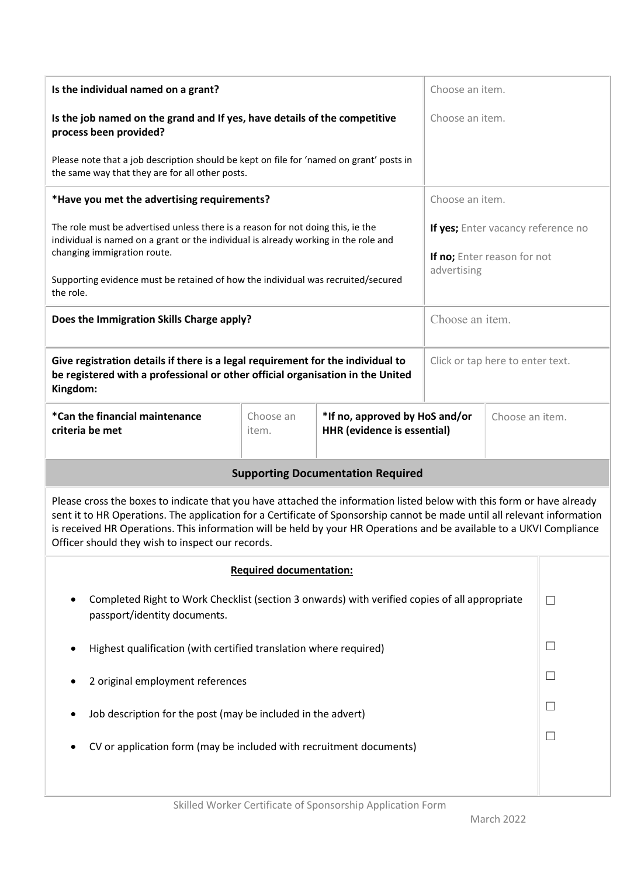| | |
|---|---|
| **Is the individual named on a grant?** | Choose an item. |
| **Is the job named on the grand and If yes, have details of the competitive process been provided?**<br><br>Please note that a job description should be kept on file for 'named on grant' posts in the same way that they are for all other posts. | Choose an item. |
| **\*Have you met the advertising requirements?**<br><br>The role must be advertised unless there is a reason for not doing this, ie the individual is named on a grant or the individual is already working in the role and changing immigration route.<br><br>Supporting evidence must be retained of how the individual was recruited/secured the role. | Choose an item.<br><br>**If yes;** Enter vacancy reference no<br><br>**If no;** Enter reason for not advertising |
| **Does the Immigration Skills Charge apply?** | Choose an item. |
| **Give registration details if there is a legal requirement for the individual to be registered with a professional or other official organisation in the United Kingdom:** | Click or tap here to enter text. |

| | | | |
|---|---|---|---|
| **\*Can the financial maintenance criteria be met** | Choose an item. | **\*If no, approved by HoS and/or HHR (evidence is essential)** | Choose an item. |

## Supporting Documentation Required

Please cross the boxes to indicate that you have attached the information listed below with this form or have already sent it to HR Operations. The application for a Certificate of Sponsorship cannot be made until all relevant information is received HR Operations. This information will be held by your HR Operations and be available to a UKVI Compliance Officer should they wish to inspect our records.

| **Required documentation:** | |
|---|---|
| • Completed Right to Work Checklist (section 3 onwards) with verified copies of all appropriate passport/identity documents. | ☐ |
| • Highest qualification (with certified translation where required) | ☐ |
| • 2 original employment references | ☐ |
| • Job description for the post (may be included in the advert) | ☐ |
| • CV or application form (may be included with recruitment documents) | ☐ |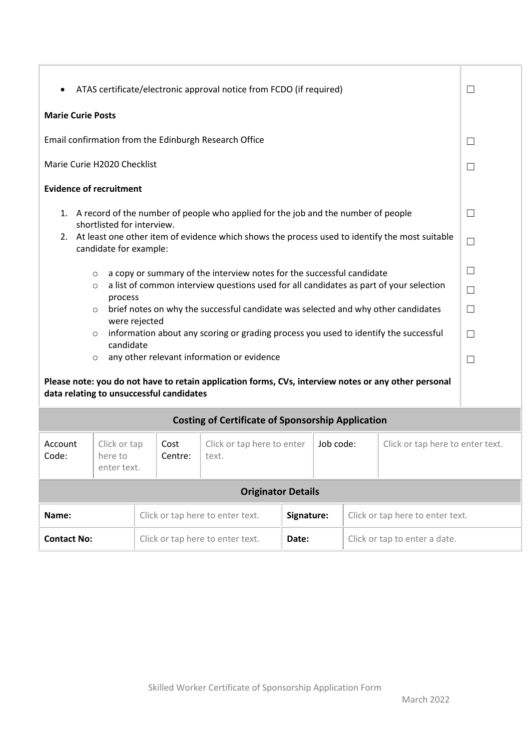| | |
|---|---|
| • ATAS certificate/electronic approval notice from FCDO (if required) | ☐ |
| **Marie Curie Posts** | |
| Email confirmation from the Edinburgh Research Office | ☐ |
| Marie Curie H2020 Checklist | ☐ |
| **Evidence of recruitment** | |
| 1. A record of the number of people who applied for the job and the number of people shortlisted for interview. | ☐ |
| 2. At least one other item of evidence which shows the process used to identify the most suitable candidate for example: | ☐ |
| ○ a copy or summary of the interview notes for the successful candidate | ☐ |
| ○ a list of common interview questions used for all candidates as part of your selection process | ☐ |
| ○ brief notes on why the successful candidate was selected and why other candidates were rejected | ☐ |
| ○ information about any scoring or grading process you used to identify the successful candidate | ☐ |
| ○ any other relevant information or evidence | ☐ |
| **Please note: you do not have to retain application forms, CVs, interview notes or any other personal data relating to unsuccessful candidates** | |

**Costing of Certificate of Sponsorship Application**

| | | | | | |
|---|---|---|---|---|---|
| Account Code: | Click or tap here to enter text. | Cost Centre: | Click or tap here to enter text. | Job code: | Click or tap here to enter text. |

**Originator Details**

| | | | |
|---|---|---|---|
| **Name:** | Click or tap here to enter text. | **Signature:** | Click or tap here to enter text. |
| **Contact No:** | Click or tap here to enter text. | **Date:** | Click or tap to enter a date. |